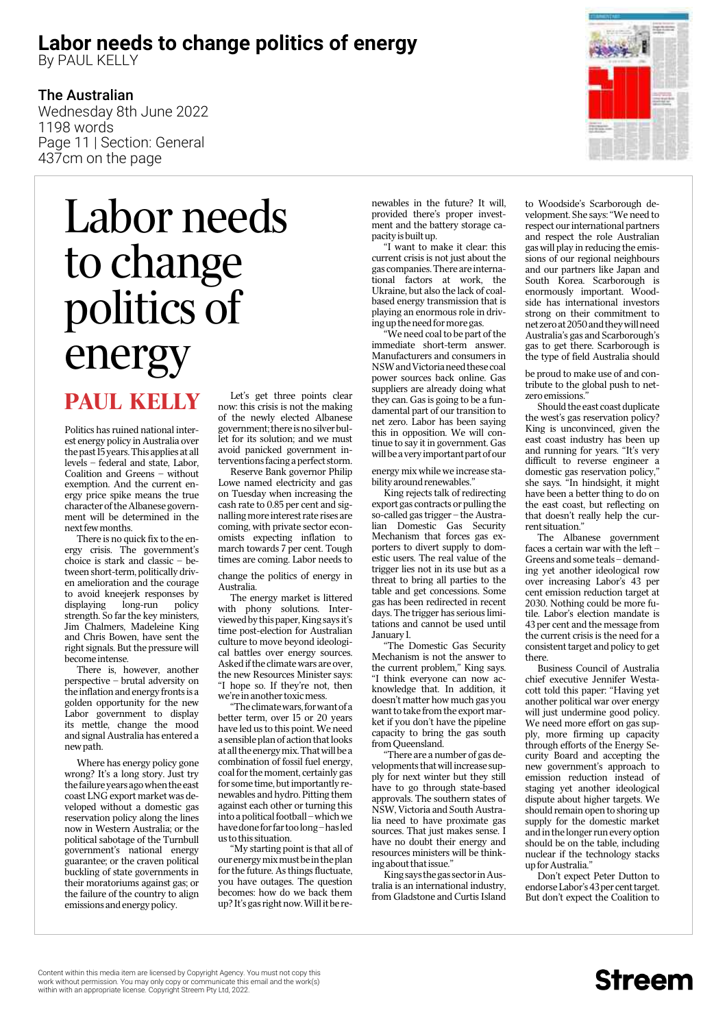# Labor needs to change politics of energy

By PAUL KELLY

**The Australian**

Wednesday 8th June 2022
1198 words
Page 11 | Section: General
437cm on the page

# Labor needs to change politics of energy

## PAUL KELLY

Politics has ruined national interest energy policy in Australia over the past 15 years. This applies at all levels – federal and state, Labor, Coalition and Greens – without exemption. And the current energy price spike means the true character of the Albanese government will be determined in the next few months.

There is no quick fix to the energy crisis. The government's choice is stark and classic – between short-term, politically driven amelioration and the courage to avoid kneejerk responses by displaying long-run policy strength. So far the key ministers, Jim Chalmers, Madeleine King and Chris Bowen, have sent the right signals. But the pressure will become intense.

There is, however, another perspective – brutal adversity on the inflation and energy fronts is a golden opportunity for the new Labor government to display its mettle, change the mood and signal Australia has entered a new path.

Where has energy policy gone wrong? It's a long story. Just try the failure years ago when the east coast LNG export market was developed without a domestic gas reservation policy along the lines now in Western Australia; or the political sabotage of the Turnbull government's national energy guarantee; or the craven political buckling of state governments in their moratoriums against gas; or the failure of the country to align emissions and energy policy.

Let's get three points clear now: this crisis is not the making of the newly elected Albanese government; there is no silver bullet for its solution; and we must avoid panicked government interventions facing a perfect storm.

Reserve Bank governor Philip Lowe named electricity and gas on Tuesday when increasing the cash rate to 0.85 per cent and signalling more interest rate rises are coming, with private sector economists expecting inflation to march towards 7 per cent. Tough times are coming. Labor needs to change the politics of energy in Australia.

The energy market is littered with phony solutions. Interviewed by this paper, King says it's time post-election for Australian culture to move beyond ideological battles over energy sources. Asked if the climate wars are over, the new Resources Minister says: "I hope so. If they're not, then we're in another toxic mess.

"The climate wars, for want of a better term, over 15 or 20 years have led us to this point. We need a sensible plan of action that looks at all the energy mix. That will be a combination of fossil fuel energy, coal for the moment, certainly gas for some time, but importantly renewables and hydro. Pitting them against each other or turning this into a political football – which we have done for far too long – has led us to this situation.

"My starting point is that all of our energy mix must be in the plan for the future. As things fluctuate, you have outages. The question becomes: how do we back them up? It's gas right now. Will it be renewables in the future? It will, provided there's proper investment and the battery storage capacity is built up.

"I want to make it clear: this current crisis is not just about the gas companies. There are international factors at work, the Ukraine, but also the lack of coal-based energy transmission that is playing an enormous role in driving up the need for more gas.

"We need coal to be part of the immediate short-term answer. Manufacturers and consumers in NSW and Victoria need these coal power sources back online. Gas suppliers are already doing what they can. Gas is going to be a fundamental part of our transition to net zero. Labor has been saying this in opposition. We will continue to say it in government. Gas will be a very important part of our energy mix while we increase stability around renewables."

King rejects talk of redirecting export gas contracts or pulling the so-called gas trigger – the Australian Domestic Gas Security Mechanism that forces gas exporters to divert supply to domestic users. The real value of the trigger lies not in its use but as a threat to bring all parties to the table and get concessions. Some gas has been redirected in recent days. The trigger has serious limitations and cannot be used until January 1.

"The Domestic Gas Security Mechanism is not the answer to the current problem," King says. "I think everyone can now acknowledge that. In addition, it doesn't matter how much gas you want to take from the export market if you don't have the pipeline capacity to bring the gas south from Queensland.

"There are a number of gas developments that will increase supply for next winter but they still have to go through state-based approvals. The southern states of NSW, Victoria and South Australia need to have proximate gas sources. That just makes sense. I have no doubt their energy and resources ministers will be thinking about that issue."

King says the gas sector in Australia is an international industry, from Gladstone and Curtis Island to Woodside's Scarborough development. She says: "We need to respect our international partners and respect the role Australian gas will play in reducing the emissions of our regional neighbours and our partners like Japan and South Korea. Scarborough is enormously important. Woodside has international investors strong on their commitment to net zero at 2050 and they will need Australia's gas and Scarborough's gas to get there. Scarborough is the type of field Australia should be proud to make use of and contribute to the global push to net-zero emissions."

Should the east coast duplicate the west's gas reservation policy? King is unconvinced, given the east coast industry has been up and running for years. "It's very difficult to reverse engineer a domestic gas reservation policy," she says. "In hindsight, it might have been a better thing to do on the east coast, but reflecting on that doesn't really help the current situation."

The Albanese government faces a certain war with the left – Greens and some teals – demanding yet another ideological row over increasing Labor's 43 per cent emission reduction target at 2030. Nothing could be more futile. Labor's election mandate is 43 per cent and the message from the current crisis is the need for a consistent target and policy to get there.

Business Council of Australia chief executive Jennifer Westacott told this paper: "Having yet another political war over energy will just undermine good policy. We need more effort on gas supply, more firming up capacity through efforts of the Energy Security Board and accepting the new government's approach to emission reduction instead of staging yet another ideological dispute about higher targets. We should remain open to shoring up supply for the domestic market and in the longer run every option should be on the table, including nuclear if the technology stacks up for Australia."

Don't expect Peter Dutton to endorse Labor's 43 per cent target. But don't expect the Coalition to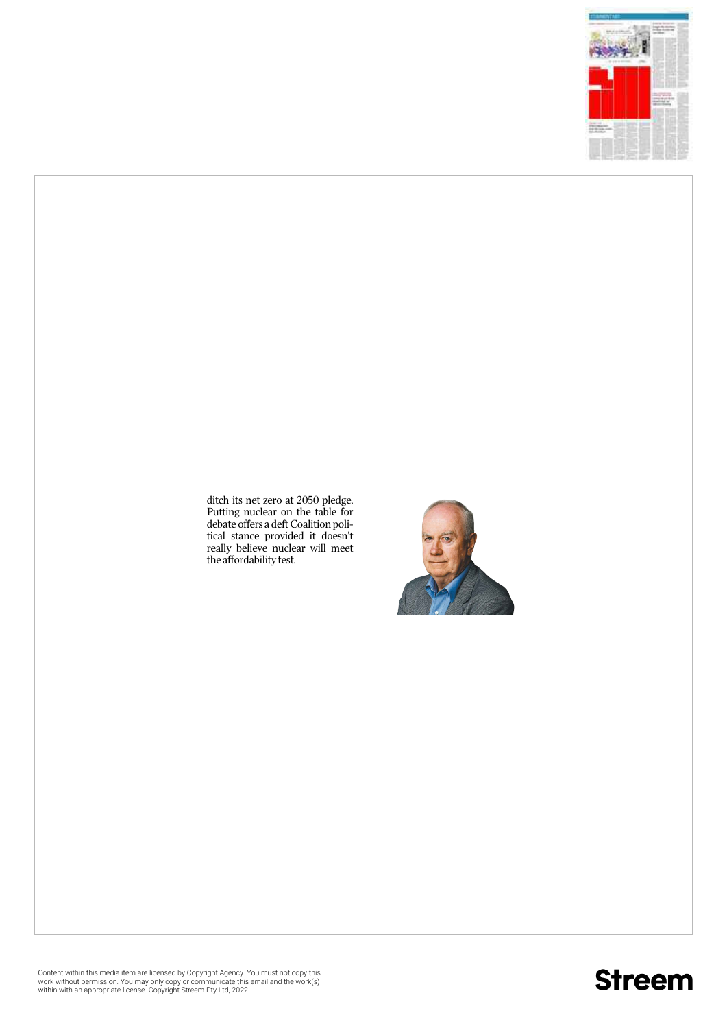ditch its net zero at 2050 pledge. Putting nuclear on the table for debate offers a deft Coalition political stance provided it doesn't really believe nuclear will meet the affordability test.